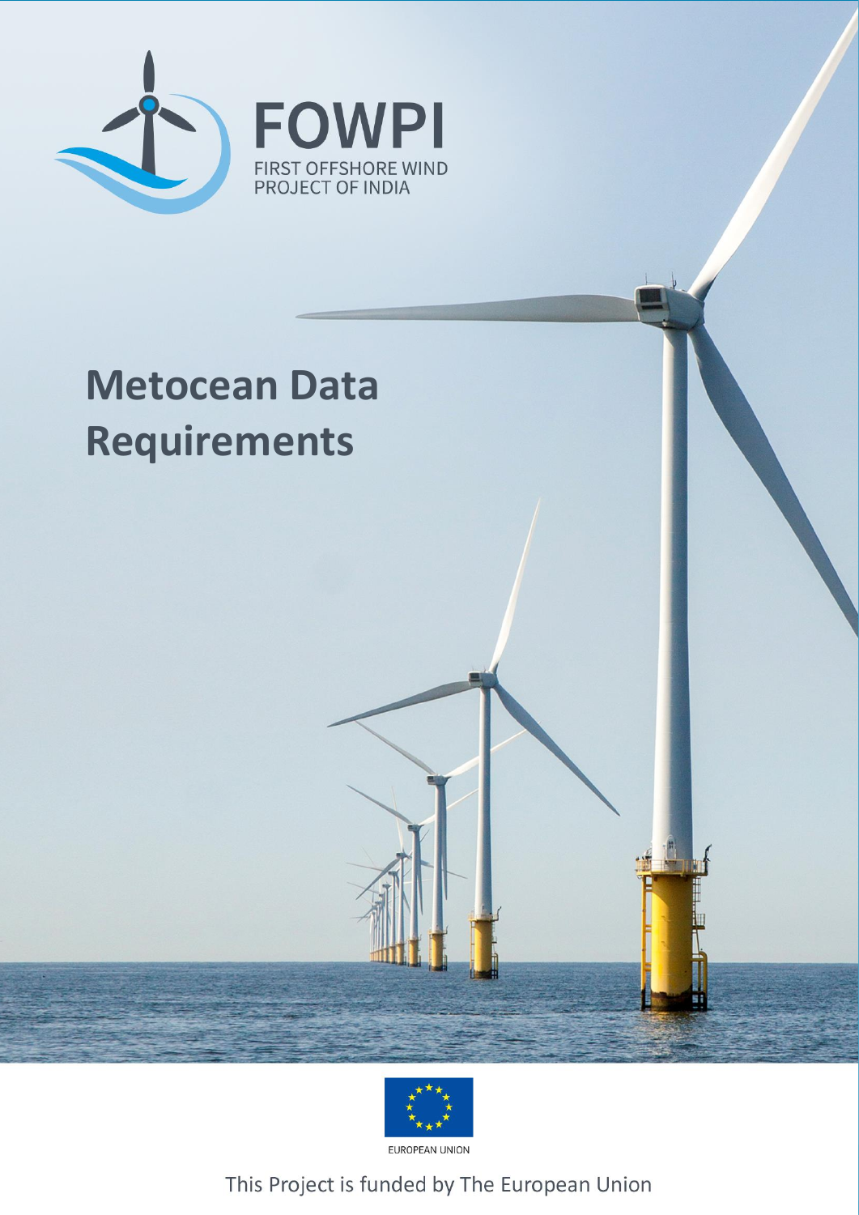FOWPI

FIRST OFFSHORE WIND PROJECT OF INDIA

# Metocean Data Requirements

EUROPEAN UNION

This Project is funded by The European Union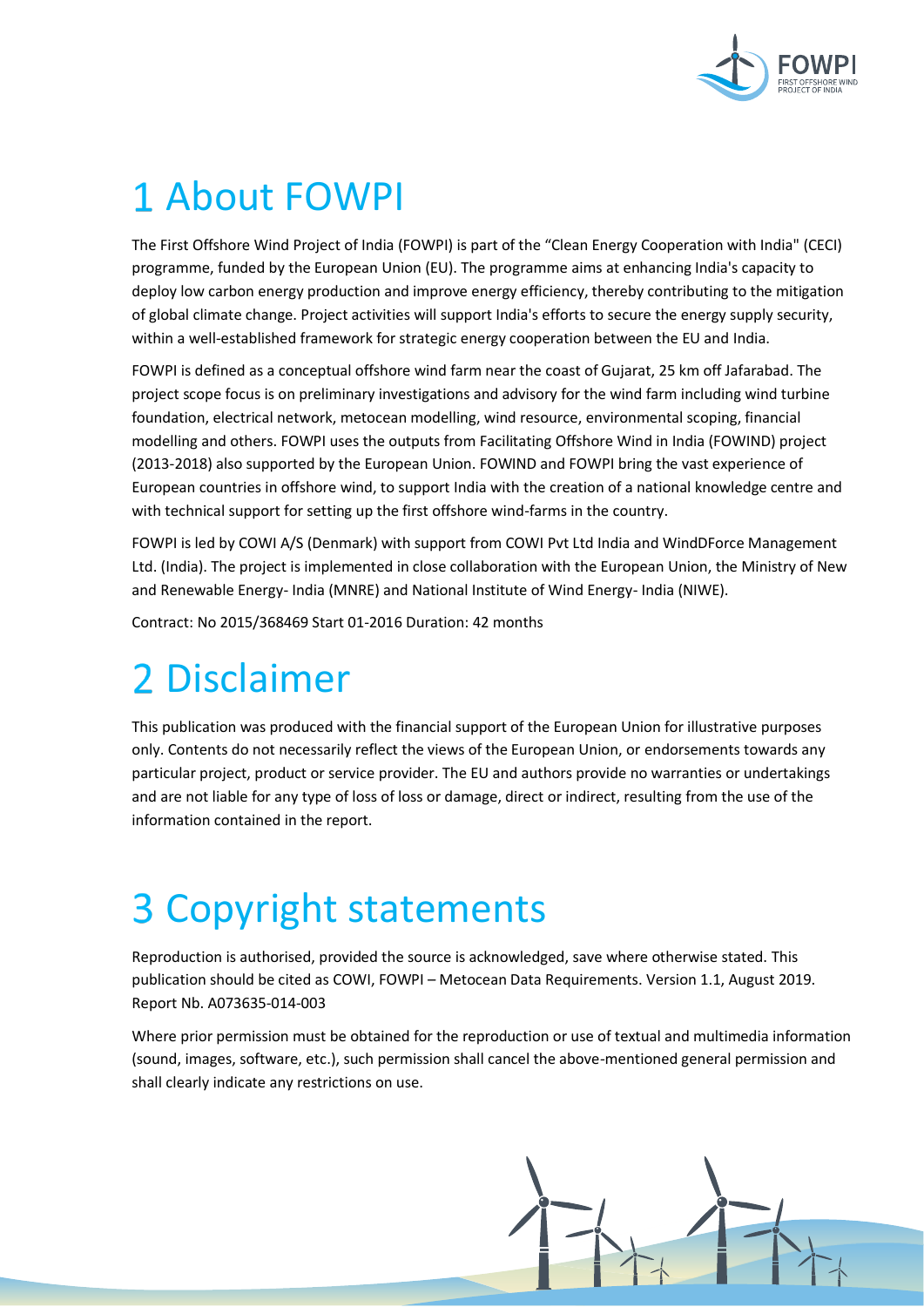# 1 About FOWPI

The First Offshore Wind Project of India (FOWPI) is part of the "Clean Energy Cooperation with India" (CECI) programme, funded by the European Union (EU). The programme aims at enhancing India's capacity to deploy low carbon energy production and improve energy efficiency, thereby contributing to the mitigation of global climate change. Project activities will support India's efforts to secure the energy supply security, within a well-established framework for strategic energy cooperation between the EU and India.

FOWPI is defined as a conceptual offshore wind farm near the coast of Gujarat, 25 km off Jafarabad. The project scope focus is on preliminary investigations and advisory for the wind farm including wind turbine foundation, electrical network, metocean modelling, wind resource, environmental scoping, financial modelling and others. FOWPI uses the outputs from Facilitating Offshore Wind in India (FOWIND) project (2013-2018) also supported by the European Union. FOWIND and FOWPI bring the vast experience of European countries in offshore wind, to support India with the creation of a national knowledge centre and with technical support for setting up the first offshore wind-farms in the country.

FOWPI is led by COWI A/S (Denmark) with support from COWI Pvt Ltd India and WindDForce Management Ltd. (India). The project is implemented in close collaboration with the European Union, the Ministry of New and Renewable Energy- India (MNRE) and National Institute of Wind Energy- India (NIWE).

Contract: No 2015/368469 Start 01-2016 Duration: 42 months

# 2 Disclaimer

This publication was produced with the financial support of the European Union for illustrative purposes only. Contents do not necessarily reflect the views of the European Union, or endorsements towards any particular project, product or service provider. The EU and authors provide no warranties or undertakings and are not liable for any type of loss of loss or damage, direct or indirect, resulting from the use of the information contained in the report.

# 3 Copyright statements

Reproduction is authorised, provided the source is acknowledged, save where otherwise stated. This publication should be cited as COWI, FOWPI – Metocean Data Requirements. Version 1.1, August 2019. Report Nb. A073635-014-003

Where prior permission must be obtained for the reproduction or use of textual and multimedia information (sound, images, software, etc.), such permission shall cancel the above-mentioned general permission and shall clearly indicate any restrictions on use.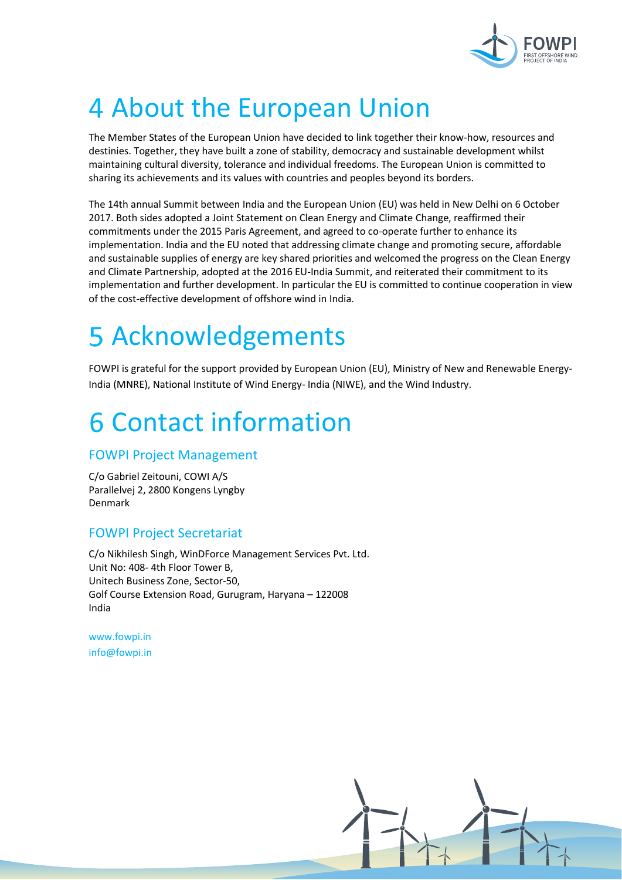# 4 About the European Union

The Member States of the European Union have decided to link together their know-how, resources and destinies. Together, they have built a zone of stability, democracy and sustainable development whilst maintaining cultural diversity, tolerance and individual freedoms. The European Union is committed to sharing its achievements and its values with countries and peoples beyond its borders.

The 14th annual Summit between India and the European Union (EU) was held in New Delhi on 6 October 2017. Both sides adopted a Joint Statement on Clean Energy and Climate Change, reaffirmed their commitments under the 2015 Paris Agreement, and agreed to co-operate further to enhance its implementation. India and the EU noted that addressing climate change and promoting secure, affordable and sustainable supplies of energy are key shared priorities and welcomed the progress on the Clean Energy and Climate Partnership, adopted at the 2016 EU-India Summit, and reiterated their commitment to its implementation and further development. In particular the EU is committed to continue cooperation in view of the cost-effective development of offshore wind in India.

# 5 Acknowledgements

FOWPI is grateful for the support provided by European Union (EU), Ministry of New and Renewable Energy- India (MNRE), National Institute of Wind Energy- India (NIWE), and the Wind Industry.

# 6 Contact information

## FOWPI Project Management

C/o Gabriel Zeitouni, COWI A/S
Parallelvej 2, 2800 Kongens Lyngby
Denmark

## FOWPI Project Secretariat

C/o Nikhilesh Singh, WinDForce Management Services Pvt. Ltd.
Unit No: 408- 4th Floor Tower B,
Unitech Business Zone, Sector-50,
Golf Course Extension Road, Gurugram, Haryana – 122008
India

www.fowpi.in
info@fowpi.in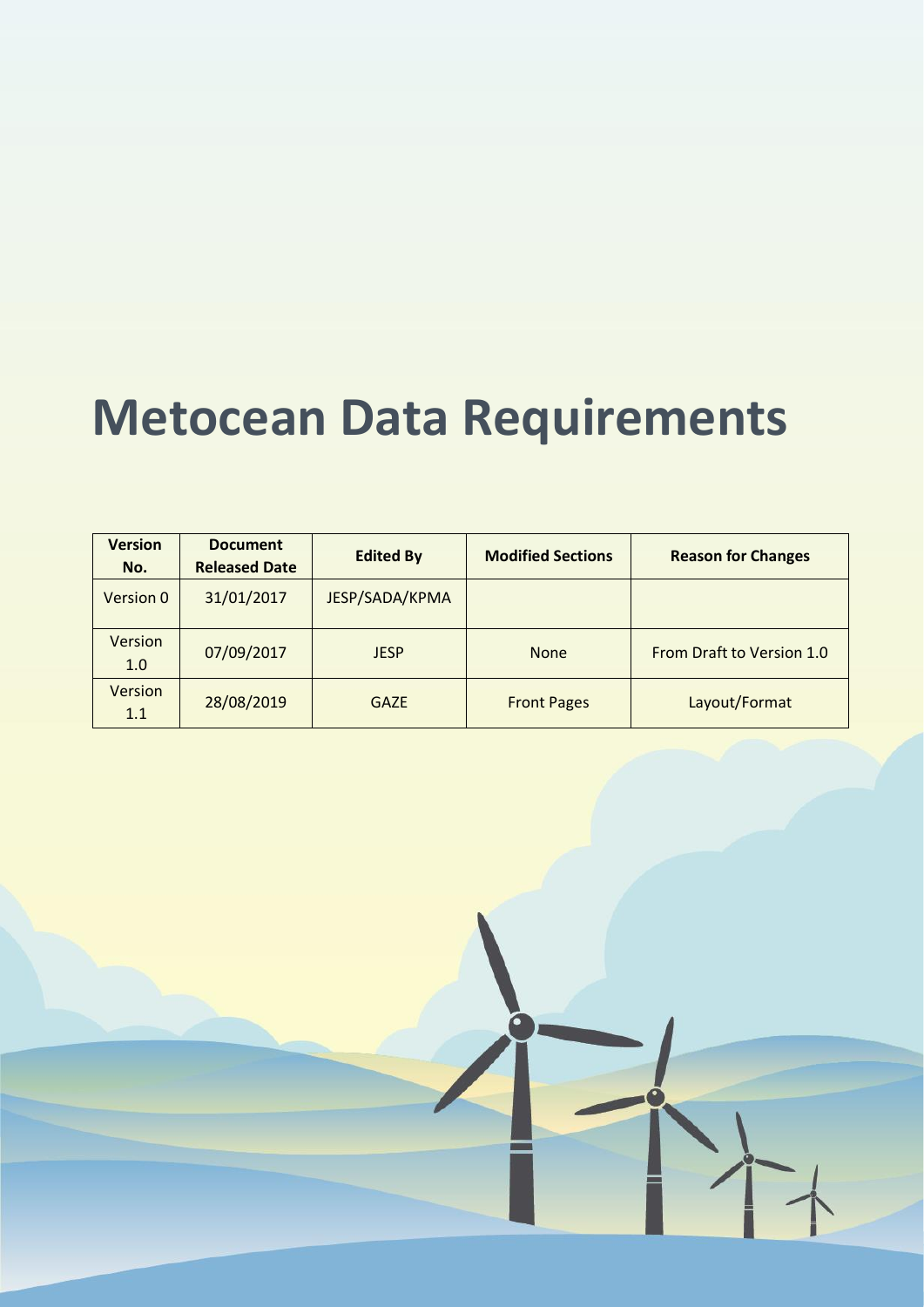# Metocean Data Requirements

| Version No. | Document Released Date | Edited By | Modified Sections | Reason for Changes |
|---|---|---|---|---|
| Version 0 | 31/01/2017 | JESP/SADA/KPMA | | |
| Version 1.0 | 07/09/2017 | JESP | None | From Draft to Version 1.0 |
| Version 1.1 | 28/08/2019 | GAZE | Front Pages | Layout/Format |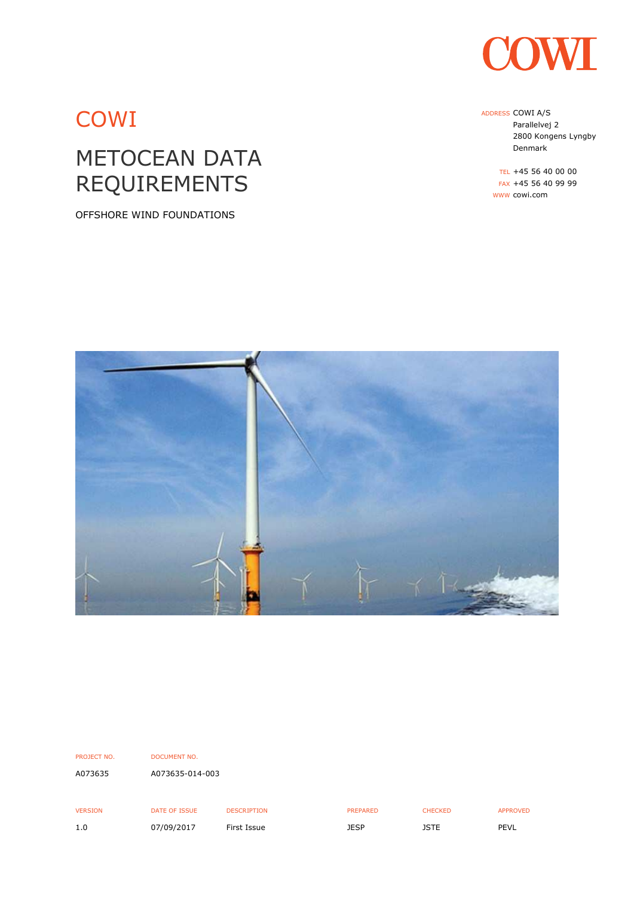COWI

# METOCEAN DATA REQUIREMENTS

OFFSHORE WIND FOUNDATIONS

ADDRESS COWI A/S
Parallelvej 2
2800 Kongens Lyngby
Denmark

TEL +45 56 40 00 00
FAX +45 56 40 99 99
WWW cowi.com

| PROJECT NO. | DOCUMENT NO. |
| --- | --- |
| A073635 | A073635-014-003 |

| VERSION | DATE OF ISSUE | DESCRIPTION | PREPARED | CHECKED | APPROVED |
| --- | --- | --- | --- | --- | --- |
| 1.0 | 07/09/2017 | First Issue | JESP | JSTE | PEVL |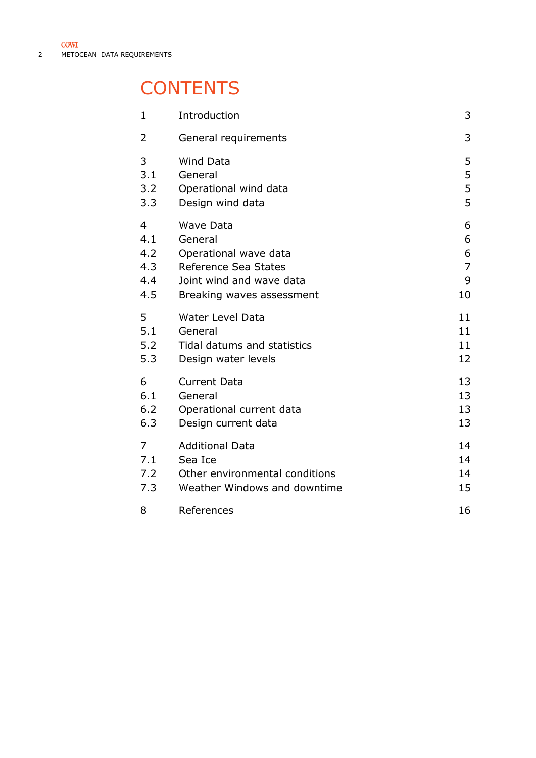# CONTENTS

| | | |
|---|---|---|
| 1 | Introduction | 3 |
| 2 | General requirements | 3 |
| 3 | Wind Data | 5 |
| 3.1 | General | 5 |
| 3.2 | Operational wind data | 5 |
| 3.3 | Design wind data | 5 |
| 4 | Wave Data | 6 |
| 4.1 | General | 6 |
| 4.2 | Operational wave data | 6 |
| 4.3 | Reference Sea States | 7 |
| 4.4 | Joint wind and wave data | 9 |
| 4.5 | Breaking waves assessment | 10 |
| 5 | Water Level Data | 11 |
| 5.1 | General | 11 |
| 5.2 | Tidal datums and statistics | 11 |
| 5.3 | Design water levels | 12 |
| 6 | Current Data | 13 |
| 6.1 | General | 13 |
| 6.2 | Operational current data | 13 |
| 6.3 | Design current data | 13 |
| 7 | Additional Data | 14 |
| 7.1 | Sea Ice | 14 |
| 7.2 | Other environmental conditions | 14 |
| 7.3 | Weather Windows and downtime | 15 |
| 8 | References | 16 |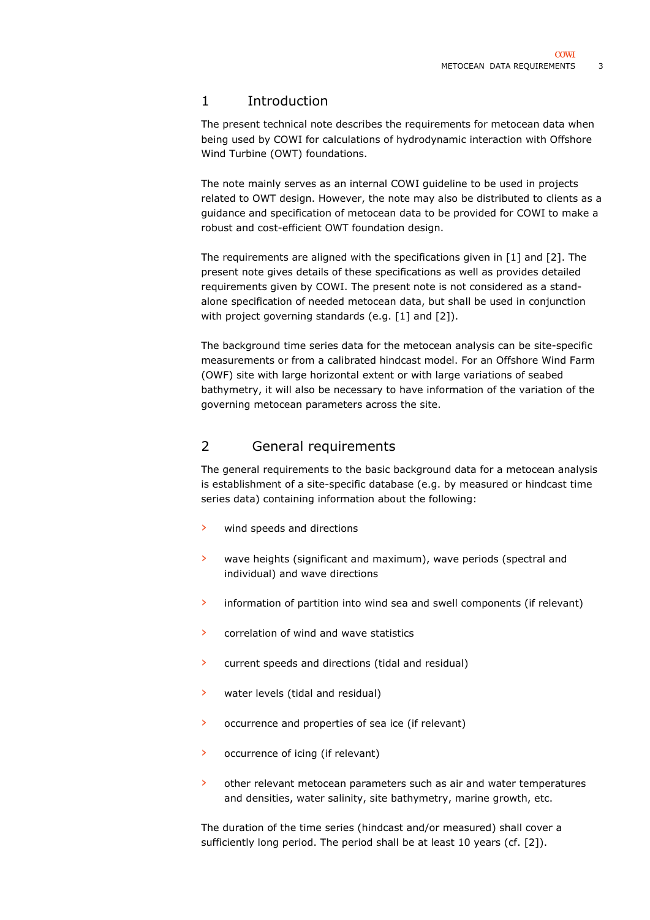# 1 Introduction

The present technical note describes the requirements for metocean data when being used by COWI for calculations of hydrodynamic interaction with Offshore Wind Turbine (OWT) foundations.

The note mainly serves as an internal COWI guideline to be used in projects related to OWT design. However, the note may also be distributed to clients as a guidance and specification of metocean data to be provided for COWI to make a robust and cost-efficient OWT foundation design.

The requirements are aligned with the specifications given in [1] and [2]. The present note gives details of these specifications as well as provides detailed requirements given by COWI. The present note is not considered as a stand-alone specification of needed metocean data, but shall be used in conjunction with project governing standards (e.g. [1] and [2]).

The background time series data for the metocean analysis can be site-specific measurements or from a calibrated hindcast model. For an Offshore Wind Farm (OWF) site with large horizontal extent or with large variations of seabed bathymetry, it will also be necessary to have information of the variation of the governing metocean parameters across the site.

# 2 General requirements

The general requirements to the basic background data for a metocean analysis is establishment of a site-specific database (e.g. by measured or hindcast time series data) containing information about the following:

- wind speeds and directions
- wave heights (significant and maximum), wave periods (spectral and individual) and wave directions
- information of partition into wind sea and swell components (if relevant)
- correlation of wind and wave statistics
- current speeds and directions (tidal and residual)
- water levels (tidal and residual)
- occurrence and properties of sea ice (if relevant)
- occurrence of icing (if relevant)
- other relevant metocean parameters such as air and water temperatures and densities, water salinity, site bathymetry, marine growth, etc.

The duration of the time series (hindcast and/or measured) shall cover a sufficiently long period. The period shall be at least 10 years (cf. [2]).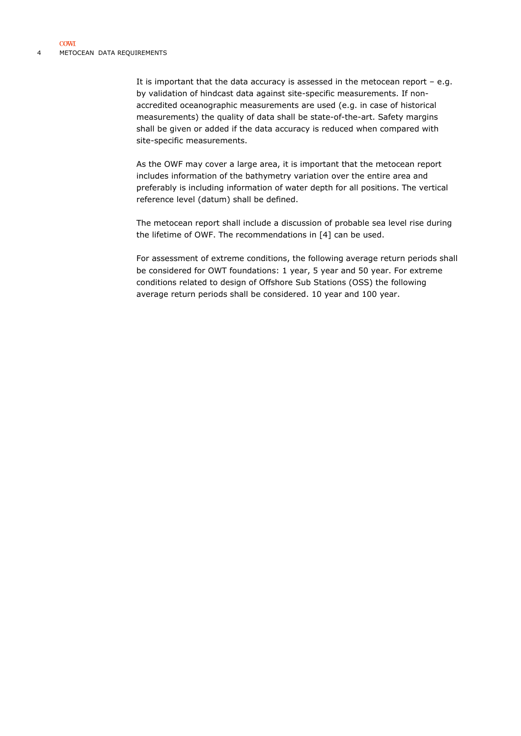It is important that the data accuracy is assessed in the metocean report – e.g. by validation of hindcast data against site-specific measurements. If non-accredited oceanographic measurements are used (e.g. in case of historical measurements) the quality of data shall be state-of-the-art. Safety margins shall be given or added if the data accuracy is reduced when compared with site-specific measurements.

As the OWF may cover a large area, it is important that the metocean report includes information of the bathymetry variation over the entire area and preferably is including information of water depth for all positions. The vertical reference level (datum) shall be defined.

The metocean report shall include a discussion of probable sea level rise during the lifetime of OWF. The recommendations in [4] can be used.

For assessment of extreme conditions, the following average return periods shall be considered for OWT foundations: 1 year, 5 year and 50 year. For extreme conditions related to design of Offshore Sub Stations (OSS) the following average return periods shall be considered. 10 year and 100 year.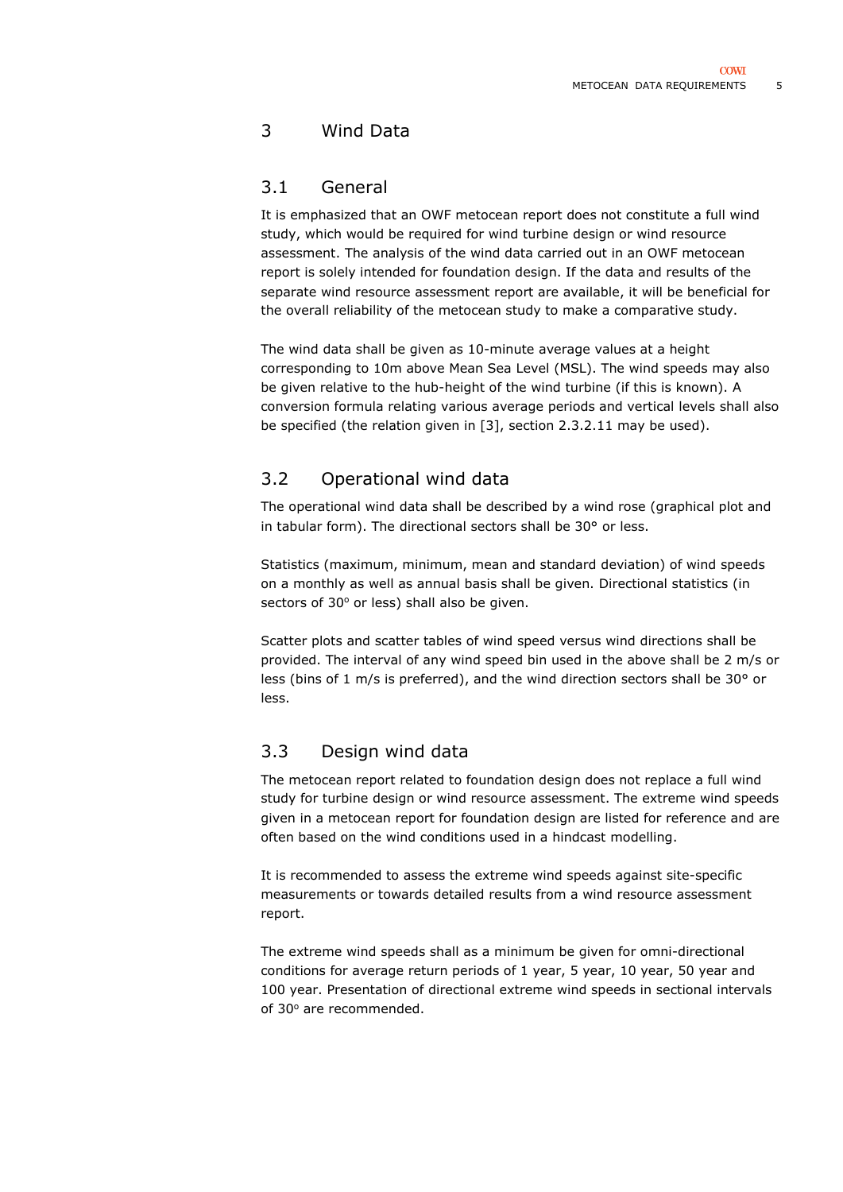# 3 Wind Data

## 3.1 General

It is emphasized that an OWF metocean report does not constitute a full wind study, which would be required for wind turbine design or wind resource assessment. The analysis of the wind data carried out in an OWF metocean report is solely intended for foundation design. If the data and results of the separate wind resource assessment report are available, it will be beneficial for the overall reliability of the metocean study to make a comparative study.

The wind data shall be given as 10-minute average values at a height corresponding to 10m above Mean Sea Level (MSL). The wind speeds may also be given relative to the hub-height of the wind turbine (if this is known). A conversion formula relating various average periods and vertical levels shall also be specified (the relation given in [3], section 2.3.2.11 may be used).

## 3.2 Operational wind data

The operational wind data shall be described by a wind rose (graphical plot and in tabular form). The directional sectors shall be 30° or less.

Statistics (maximum, minimum, mean and standard deviation) of wind speeds on a monthly as well as annual basis shall be given. Directional statistics (in sectors of 30° or less) shall also be given.

Scatter plots and scatter tables of wind speed versus wind directions shall be provided. The interval of any wind speed bin used in the above shall be 2 m/s or less (bins of 1 m/s is preferred), and the wind direction sectors shall be 30° or less.

## 3.3 Design wind data

The metocean report related to foundation design does not replace a full wind study for turbine design or wind resource assessment. The extreme wind speeds given in a metocean report for foundation design are listed for reference and are often based on the wind conditions used in a hindcast modelling.

It is recommended to assess the extreme wind speeds against site-specific measurements or towards detailed results from a wind resource assessment report.

The extreme wind speeds shall as a minimum be given for omni-directional conditions for average return periods of 1 year, 5 year, 10 year, 50 year and 100 year. Presentation of directional extreme wind speeds in sectional intervals of 30° are recommended.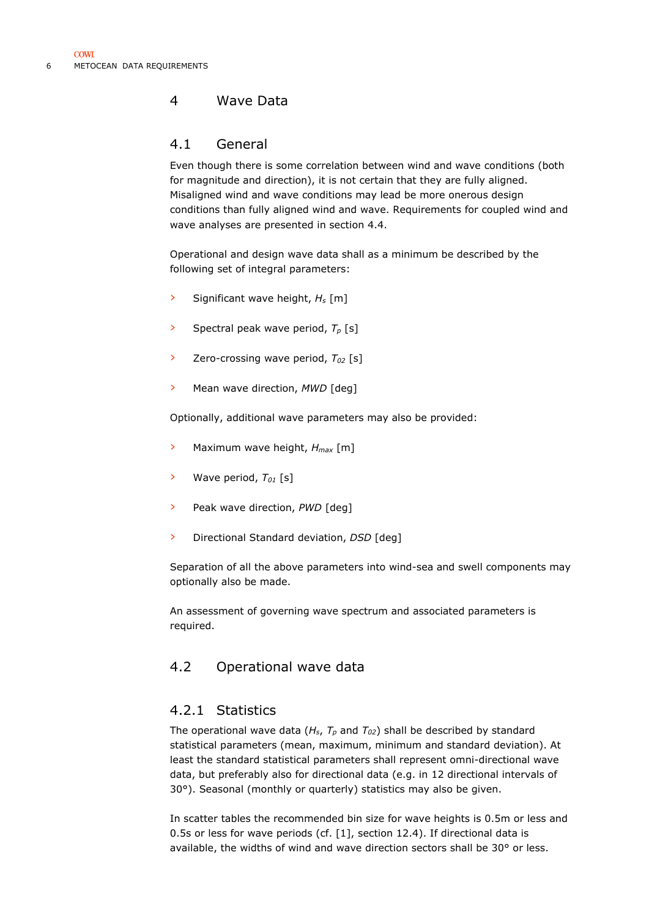# 4 Wave Data

## 4.1 General

Even though there is some correlation between wind and wave conditions (both for magnitude and direction), it is not certain that they are fully aligned. Misaligned wind and wave conditions may lead be more onerous design conditions than fully aligned wind and wave. Requirements for coupled wind and wave analyses are presented in section 4.4.

Operational and design wave data shall as a minimum be described by the following set of integral parameters:

- Significant wave height, $H_s$ [m]
- Spectral peak wave period, $T_p$ [s]
- Zero-crossing wave period, $T_{02}$ [s]
- Mean wave direction, *MWD* [deg]

Optionally, additional wave parameters may also be provided:

- Maximum wave height, $H_{max}$ [m]
- Wave period, $T_{01}$ [s]
- Peak wave direction, *PWD* [deg]
- Directional Standard deviation, *DSD* [deg]

Separation of all the above parameters into wind-sea and swell components may optionally also be made.

An assessment of governing wave spectrum and associated parameters is required.

## 4.2 Operational wave data

### 4.2.1 Statistics

The operational wave data ($H_s$, $T_p$ and $T_{02}$) shall be described by standard statistical parameters (mean, maximum, minimum and standard deviation). At least the standard statistical parameters shall represent omni-directional wave data, but preferably also for directional data (e.g. in 12 directional intervals of 30°). Seasonal (monthly or quarterly) statistics may also be given.

In scatter tables the recommended bin size for wave heights is 0.5m or less and 0.5s or less for wave periods (cf. [1], section 12.4). If directional data is available, the widths of wind and wave direction sectors shall be 30° or less.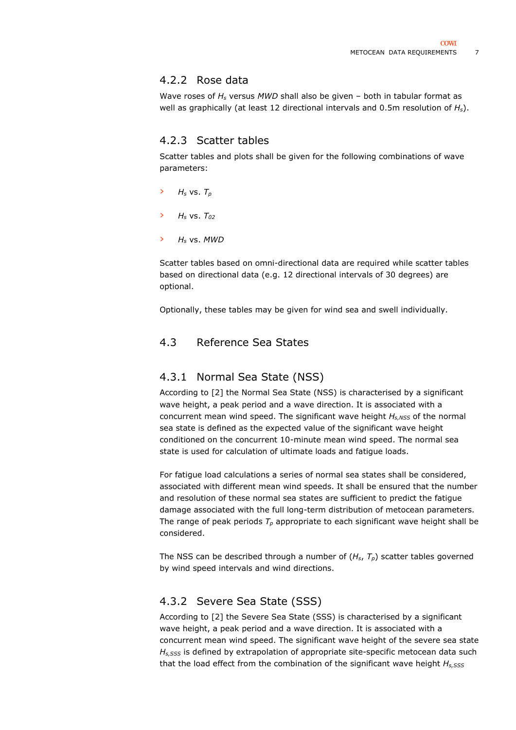### 4.2.2 Rose data

Wave roses of $H_s$ versus *MWD* shall also be given – both in tabular format as well as graphically (at least 12 directional intervals and 0.5m resolution of $H_s$).

### 4.2.3 Scatter tables

Scatter tables and plots shall be given for the following combinations of wave parameters:

- $H_s$ vs. $T_p$
- $H_s$ vs. $T_{02}$
- $H_s$ vs. *MWD*

Scatter tables based on omni-directional data are required while scatter tables based on directional data (e.g. 12 directional intervals of 30 degrees) are optional.

Optionally, these tables may be given for wind sea and swell individually.

## 4.3 Reference Sea States

### 4.3.1 Normal Sea State (NSS)

According to [2] the Normal Sea State (NSS) is characterised by a significant wave height, a peak period and a wave direction. It is associated with a concurrent mean wind speed. The significant wave height $H_{s,NSS}$ of the normal sea state is defined as the expected value of the significant wave height conditioned on the concurrent 10-minute mean wind speed. The normal sea state is used for calculation of ultimate loads and fatigue loads.

For fatigue load calculations a series of normal sea states shall be considered, associated with different mean wind speeds. It shall be ensured that the number and resolution of these normal sea states are sufficient to predict the fatigue damage associated with the full long-term distribution of metocean parameters. The range of peak periods $T_p$ appropriate to each significant wave height shall be considered.

The NSS can be described through a number of ($H_s$, $T_p$) scatter tables governed by wind speed intervals and wind directions.

### 4.3.2 Severe Sea State (SSS)

According to [2] the Severe Sea State (SSS) is characterised by a significant wave height, a peak period and a wave direction. It is associated with a concurrent mean wind speed. The significant wave height of the severe sea state $H_{s,SSS}$ is defined by extrapolation of appropriate site-specific metocean data such that the load effect from the combination of the significant wave height $H_{s,SSS}$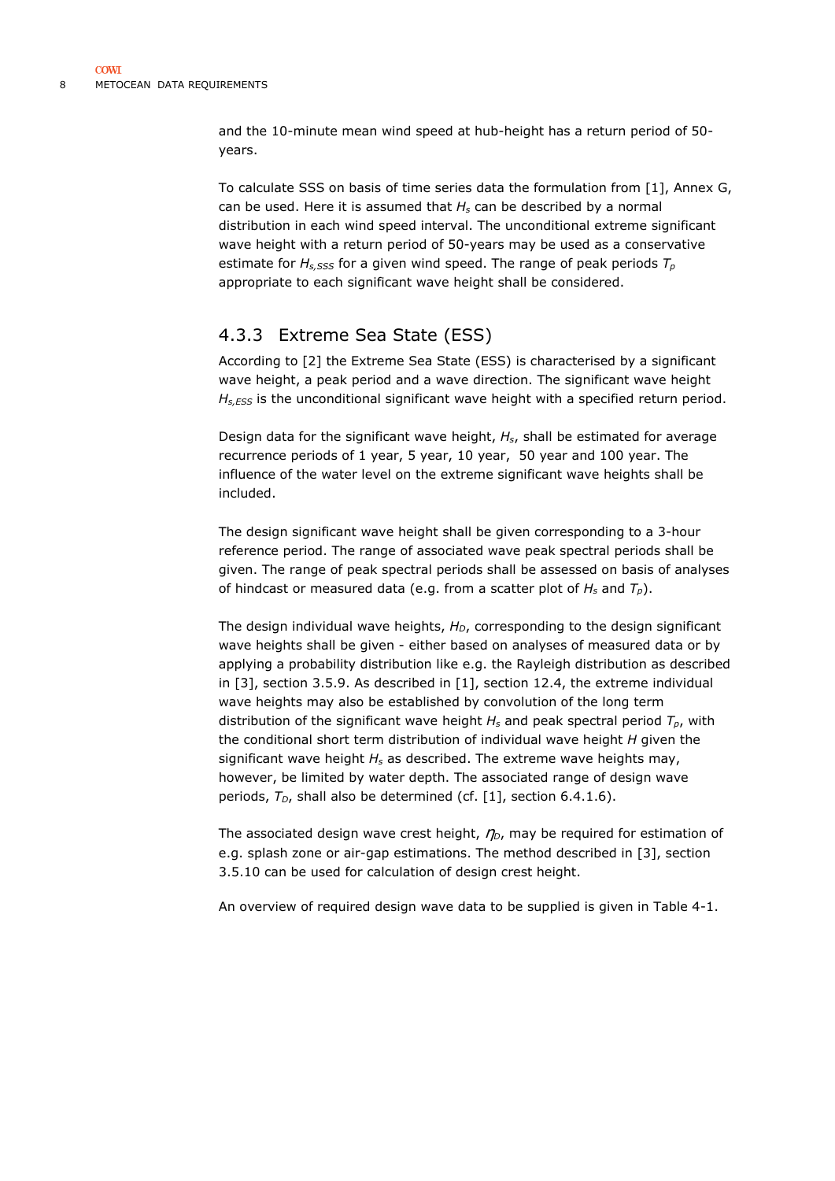and the 10-minute mean wind speed at hub-height has a return period of 50-years.

To calculate SSS on basis of time series data the formulation from [1], Annex G, can be used. Here it is assumed that $H_s$ can be described by a normal distribution in each wind speed interval. The unconditional extreme significant wave height with a return period of 50-years may be used as a conservative estimate for $H_{s,SSS}$ for a given wind speed. The range of peak periods $T_p$ appropriate to each significant wave height shall be considered.

### 4.3.3 Extreme Sea State (ESS)

According to [2] the Extreme Sea State (ESS) is characterised by a significant wave height, a peak period and a wave direction. The significant wave height $H_{s,ESS}$ is the unconditional significant wave height with a specified return period.

Design data for the significant wave height, $H_s$, shall be estimated for average recurrence periods of 1 year, 5 year, 10 year, 50 year and 100 year. The influence of the water level on the extreme significant wave heights shall be included.

The design significant wave height shall be given corresponding to a 3-hour reference period. The range of associated wave peak spectral periods shall be given. The range of peak spectral periods shall be assessed on basis of analyses of hindcast or measured data (e.g. from a scatter plot of $H_s$ and $T_p$).

The design individual wave heights, $H_D$, corresponding to the design significant wave heights shall be given - either based on analyses of measured data or by applying a probability distribution like e.g. the Rayleigh distribution as described in [3], section 3.5.9. As described in [1], section 12.4, the extreme individual wave heights may also be established by convolution of the long term distribution of the significant wave height $H_s$ and peak spectral period $T_p$, with the conditional short term distribution of individual wave height $H$ given the significant wave height $H_s$ as described. The extreme wave heights may, however, be limited by water depth. The associated range of design wave periods, $T_D$, shall also be determined (cf. [1], section 6.4.1.6).

The associated design wave crest height, $\eta_D$, may be required for estimation of e.g. splash zone or air-gap estimations. The method described in [3], section 3.5.10 can be used for calculation of design crest height.

An overview of required design wave data to be supplied is given in Table 4-1.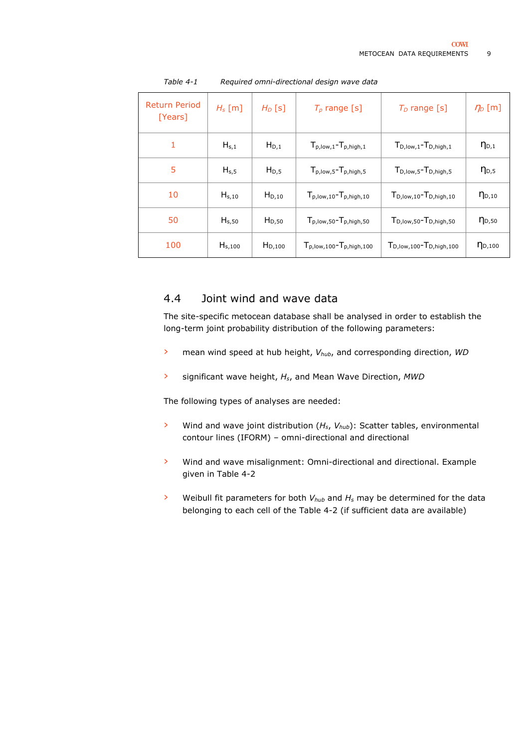Table 4-1 Required omni-directional design wave data

| Return Period [Years] | $H_s$ [m] | $H_D$ [s] | $T_p$ range [s] | $T_D$ range [s] | $\eta_D$ [m] |
|---|---|---|---|---|---|
| 1 | $H_{s,1}$ | $H_{D,1}$ | $T_{p,low,1}$-$T_{p,high,1}$ | $T_{D,low,1}$-$T_{D,high,1}$ | $\eta_{D,1}$ |
| 5 | $H_{s,5}$ | $H_{D,5}$ | $T_{p,low,5}$-$T_{p,high,5}$ | $T_{D,low,5}$-$T_{D,high,5}$ | $\eta_{D,5}$ |
| 10 | $H_{s,10}$ | $H_{D,10}$ | $T_{p,low,10}$-$T_{p,high,10}$ | $T_{D,low,10}$-$T_{D,high,10}$ | $\eta_{D,10}$ |
| 50 | $H_{s,50}$ | $H_{D,50}$ | $T_{p,low,50}$-$T_{p,high,50}$ | $T_{D,low,50}$-$T_{D,high,50}$ | $\eta_{D,50}$ |
| 100 | $H_{s,100}$ | $H_{D,100}$ | $T_{p,low,100}$-$T_{p,high,100}$ | $T_{D,low,100}$-$T_{D,high,100}$ | $\eta_{D,100}$ |

## 4.4 Joint wind and wave data

The site-specific metocean database shall be analysed in order to establish the long-term joint probability distribution of the following parameters:

- mean wind speed at hub height, $V_{hub}$, and corresponding direction, *WD*
- significant wave height, $H_s$, and Mean Wave Direction, *MWD*

The following types of analyses are needed:

- Wind and wave joint distribution ($H_s$, $V_{hub}$): Scatter tables, environmental contour lines (IFORM) – omni-directional and directional
- Wind and wave misalignment: Omni-directional and directional. Example given in Table 4-2
- Weibull fit parameters for both $V_{hub}$ and $H_s$ may be determined for the data belonging to each cell of the Table 4-2 (if sufficient data are available)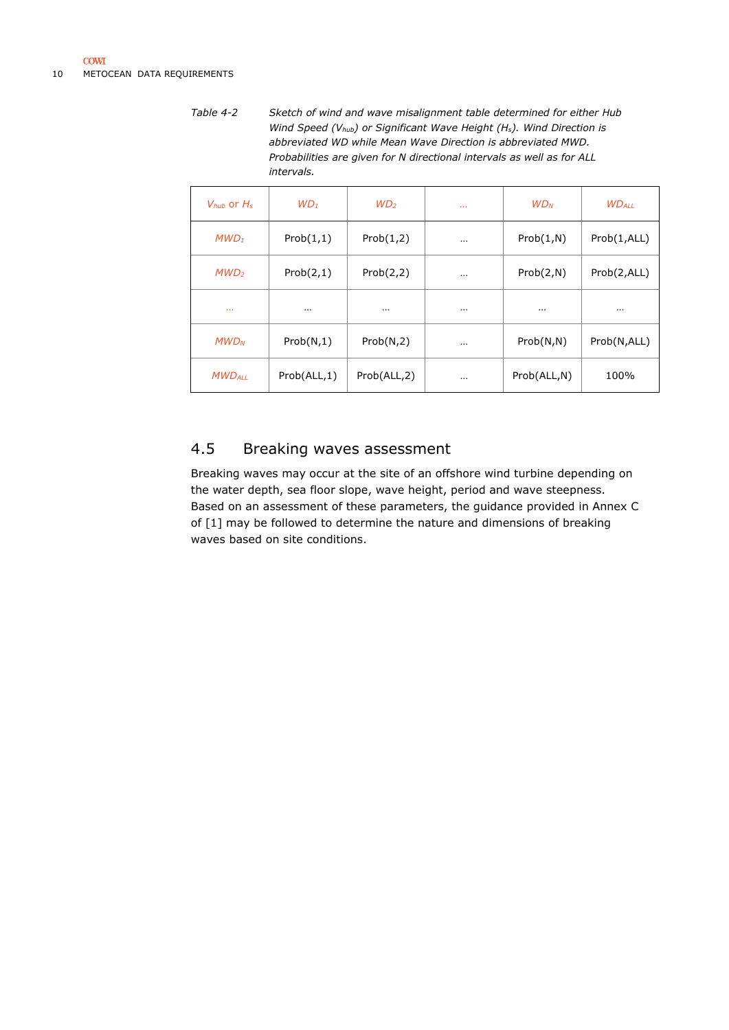Table 4-2 *Sketch of wind and wave misalignment table determined for either Hub Wind Speed ($V_{hub}$) or Significant Wave Height ($H_s$). Wind Direction is abbreviated WD while Mean Wave Direction is abbreviated MWD. Probabilities are given for N directional intervals as well as for ALL intervals.*

| $V_{hub}$ or $H_s$ | $WD_1$ | $WD_2$ | ... | $WD_N$ | $WD_{ALL}$ |
|---|---|---|---|---|---|
| $MWD_1$ | Prob(1,1) | Prob(1,2) | ... | Prob(1,N) | Prob(1,ALL) |
| $MWD_2$ | Prob(2,1) | Prob(2,2) | ... | Prob(2,N) | Prob(2,ALL) |
| ... | ... | ... | ... | ... | ... |
| $MWD_N$ | Prob(N,1) | Prob(N,2) | ... | Prob(N,N) | Prob(N,ALL) |
| $MWD_{ALL}$ | Prob(ALL,1) | Prob(ALL,2) | ... | Prob(ALL,N) | 100% |

## 4.5 Breaking waves assessment

Breaking waves may occur at the site of an offshore wind turbine depending on the water depth, sea floor slope, wave height, period and wave steepness. Based on an assessment of these parameters, the guidance provided in Annex C of [1] may be followed to determine the nature and dimensions of breaking waves based on site conditions.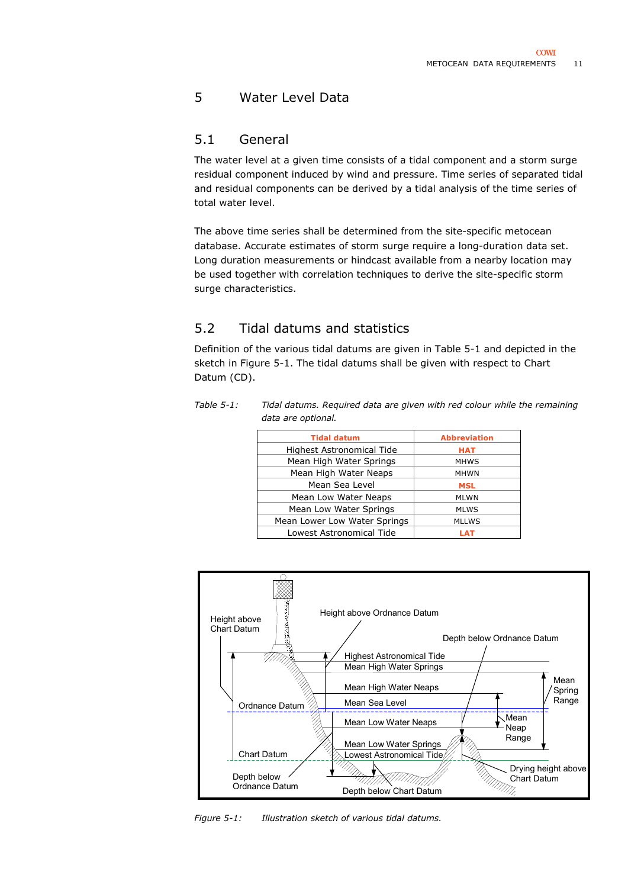# 5 Water Level Data

## 5.1 General

The water level at a given time consists of a tidal component and a storm surge residual component induced by wind and pressure. Time series of separated tidal and residual components can be derived by a tidal analysis of the time series of total water level.

The above time series shall be determined from the site-specific metocean database. Accurate estimates of storm surge require a long-duration data set. Long duration measurements or hindcast available from a nearby location may be used together with correlation techniques to derive the site-specific storm surge characteristics.

## 5.2 Tidal datums and statistics

Definition of the various tidal datums are given in Table 5-1 and depicted in the sketch in Figure 5-1. The tidal datums shall be given with respect to Chart Datum (CD).

*Table 5-1: Tidal datums. Required data are given with red colour while the remaining data are optional.*

| Tidal datum | Abbreviation |
|---|---|
| Highest Astronomical Tide | **HAT** |
| Mean High Water Springs | MHWS |
| Mean High Water Neaps | MHWN |
| Mean Sea Level | **MSL** |
| Mean Low Water Neaps | MLWN |
| Mean Low Water Springs | MLWS |
| Mean Lower Low Water Springs | MLLWS |
| Lowest Astronomical Tide | **LAT** |

*Figure 5-1: Illustration sketch of various tidal datums.*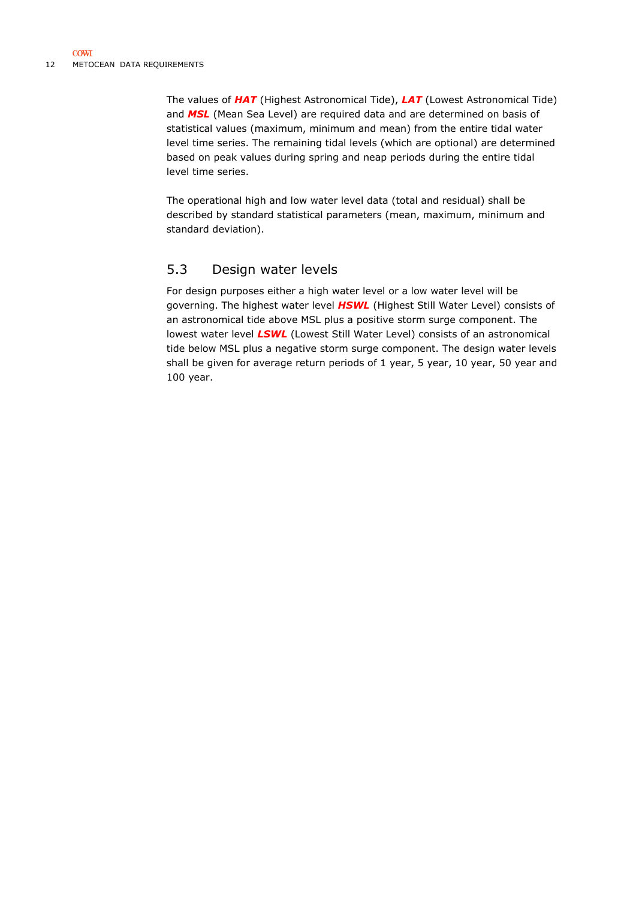The values of ***HAT*** (Highest Astronomical Tide), ***LAT*** (Lowest Astronomical Tide) and ***MSL*** (Mean Sea Level) are required data and are determined on basis of statistical values (maximum, minimum and mean) from the entire tidal water level time series. The remaining tidal levels (which are optional) are determined based on peak values during spring and neap periods during the entire tidal level time series.

The operational high and low water level data (total and residual) shall be described by standard statistical parameters (mean, maximum, minimum and standard deviation).

## 5.3 Design water levels

For design purposes either a high water level or a low water level will be governing. The highest water level ***HSWL*** (Highest Still Water Level) consists of an astronomical tide above MSL plus a positive storm surge component. The lowest water level ***LSWL*** (Lowest Still Water Level) consists of an astronomical tide below MSL plus a negative storm surge component. The design water levels shall be given for average return periods of 1 year, 5 year, 10 year, 50 year and 100 year.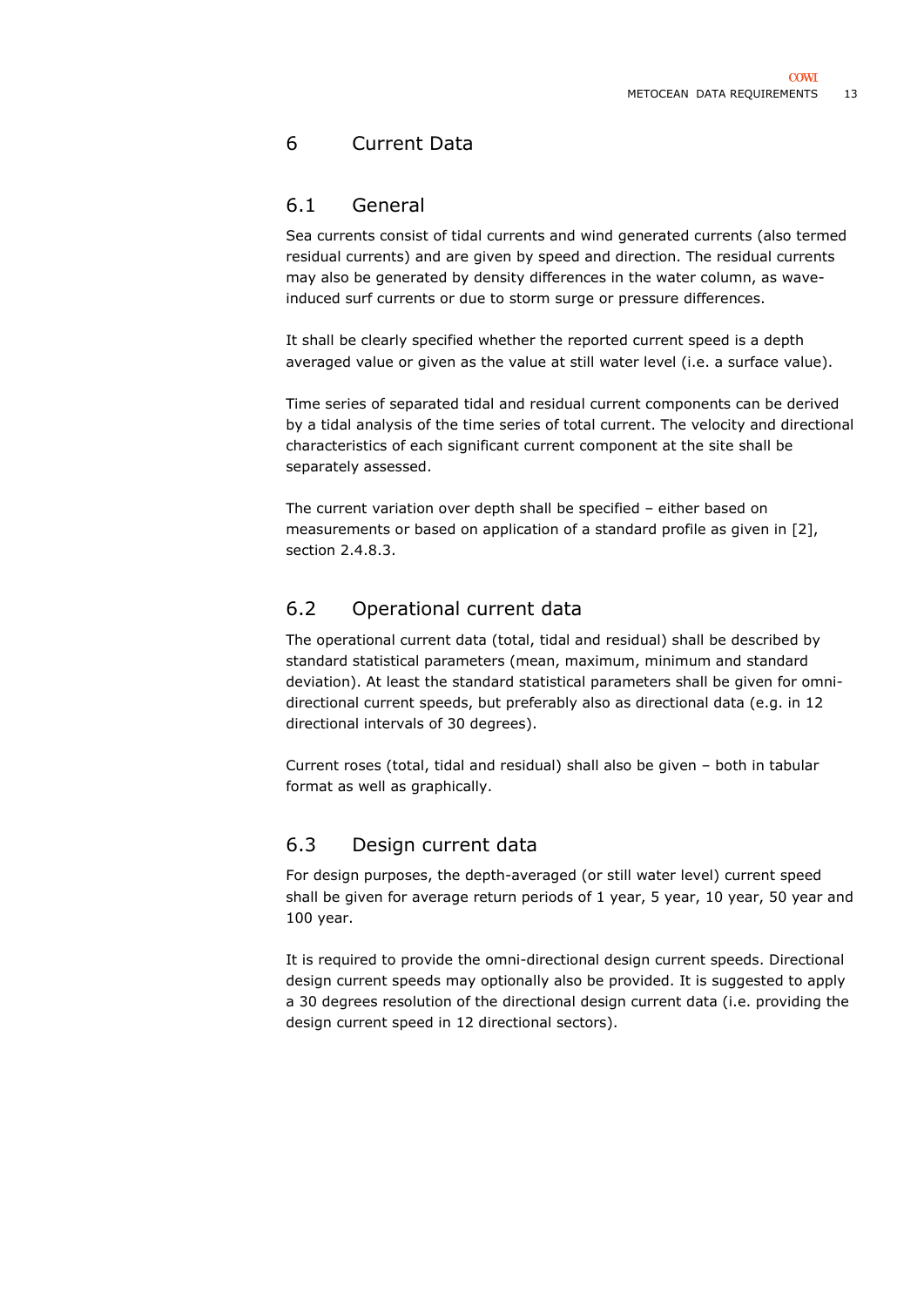# 6 Current Data

## 6.1 General

Sea currents consist of tidal currents and wind generated currents (also termed residual currents) and are given by speed and direction. The residual currents may also be generated by density differences in the water column, as wave-induced surf currents or due to storm surge or pressure differences.

It shall be clearly specified whether the reported current speed is a depth averaged value or given as the value at still water level (i.e. a surface value).

Time series of separated tidal and residual current components can be derived by a tidal analysis of the time series of total current. The velocity and directional characteristics of each significant current component at the site shall be separately assessed.

The current variation over depth shall be specified – either based on measurements or based on application of a standard profile as given in [2], section 2.4.8.3.

## 6.2 Operational current data

The operational current data (total, tidal and residual) shall be described by standard statistical parameters (mean, maximum, minimum and standard deviation). At least the standard statistical parameters shall be given for omni-directional current speeds, but preferably also as directional data (e.g. in 12 directional intervals of 30 degrees).

Current roses (total, tidal and residual) shall also be given – both in tabular format as well as graphically.

## 6.3 Design current data

For design purposes, the depth-averaged (or still water level) current speed shall be given for average return periods of 1 year, 5 year, 10 year, 50 year and 100 year.

It is required to provide the omni-directional design current speeds. Directional design current speeds may optionally also be provided. It is suggested to apply a 30 degrees resolution of the directional design current data (i.e. providing the design current speed in 12 directional sectors).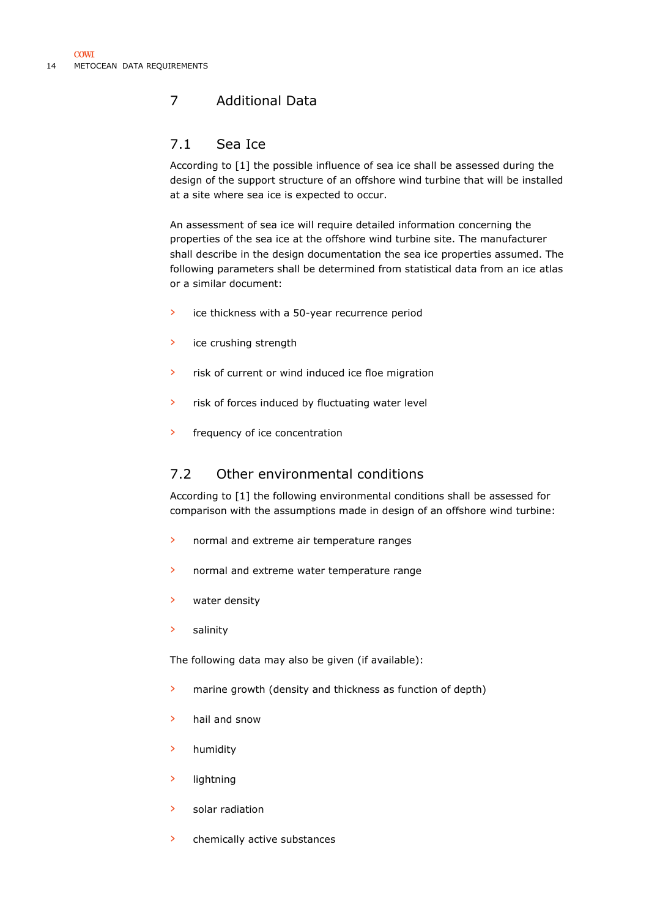# 7 Additional Data

## 7.1 Sea Ice

According to [1] the possible influence of sea ice shall be assessed during the design of the support structure of an offshore wind turbine that will be installed at a site where sea ice is expected to occur.

An assessment of sea ice will require detailed information concerning the properties of the sea ice at the offshore wind turbine site. The manufacturer shall describe in the design documentation the sea ice properties assumed. The following parameters shall be determined from statistical data from an ice atlas or a similar document:

- ice thickness with a 50-year recurrence period
- ice crushing strength
- risk of current or wind induced ice floe migration
- risk of forces induced by fluctuating water level
- frequency of ice concentration

## 7.2 Other environmental conditions

According to [1] the following environmental conditions shall be assessed for comparison with the assumptions made in design of an offshore wind turbine:

- normal and extreme air temperature ranges
- normal and extreme water temperature range
- water density
- salinity

The following data may also be given (if available):

- marine growth (density and thickness as function of depth)
- hail and snow
- humidity
- lightning
- solar radiation
- chemically active substances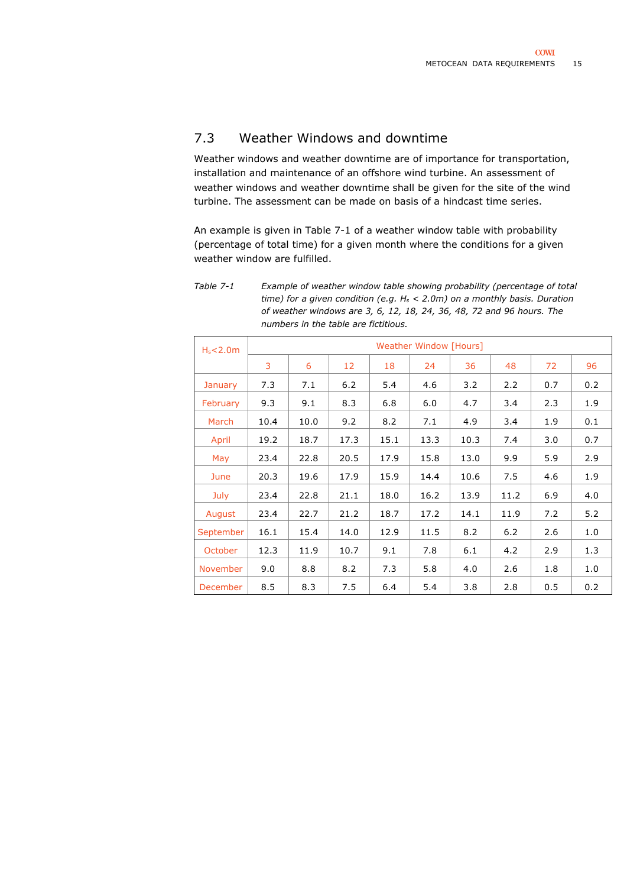## 7.3 Weather Windows and downtime

Weather windows and weather downtime are of importance for transportation, installation and maintenance of an offshore wind turbine. An assessment of weather windows and weather downtime shall be given for the site of the wind turbine. The assessment can be made on basis of a hindcast time series.

An example is given in Table 7-1 of a weather window table with probability (percentage of total time) for a given month where the conditions for a given weather window are fulfilled.

*Table 7-1 Example of weather window table showing probability (percentage of total time) for a given condition (e.g. $H_s$ < 2.0m) on a monthly basis. Duration of weather windows are 3, 6, 12, 18, 24, 36, 48, 72 and 96 hours. The numbers in the table are fictitious.*

| $H_s$<2.0m | Weather Window [Hours] | | | | | | | | |
|---|---|---|---|---|---|---|---|---|---|
| | 3 | 6 | 12 | 18 | 24 | 36 | 48 | 72 | 96 |
| January | 7.3 | 7.1 | 6.2 | 5.4 | 4.6 | 3.2 | 2.2 | 0.7 | 0.2 |
| February | 9.3 | 9.1 | 8.3 | 6.8 | 6.0 | 4.7 | 3.4 | 2.3 | 1.9 |
| March | 10.4 | 10.0 | 9.2 | 8.2 | 7.1 | 4.9 | 3.4 | 1.9 | 0.1 |
| April | 19.2 | 18.7 | 17.3 | 15.1 | 13.3 | 10.3 | 7.4 | 3.0 | 0.7 |
| May | 23.4 | 22.8 | 20.5 | 17.9 | 15.8 | 13.0 | 9.9 | 5.9 | 2.9 |
| June | 20.3 | 19.6 | 17.9 | 15.9 | 14.4 | 10.6 | 7.5 | 4.6 | 1.9 |
| July | 23.4 | 22.8 | 21.1 | 18.0 | 16.2 | 13.9 | 11.2 | 6.9 | 4.0 |
| August | 23.4 | 22.7 | 21.2 | 18.7 | 17.2 | 14.1 | 11.9 | 7.2 | 5.2 |
| September | 16.1 | 15.4 | 14.0 | 12.9 | 11.5 | 8.2 | 6.2 | 2.6 | 1.0 |
| October | 12.3 | 11.9 | 10.7 | 9.1 | 7.8 | 6.1 | 4.2 | 2.9 | 1.3 |
| November | 9.0 | 8.8 | 8.2 | 7.3 | 5.8 | 4.0 | 2.6 | 1.8 | 1.0 |
| December | 8.5 | 8.3 | 7.5 | 6.4 | 5.4 | 3.8 | 2.8 | 0.5 | 0.2 |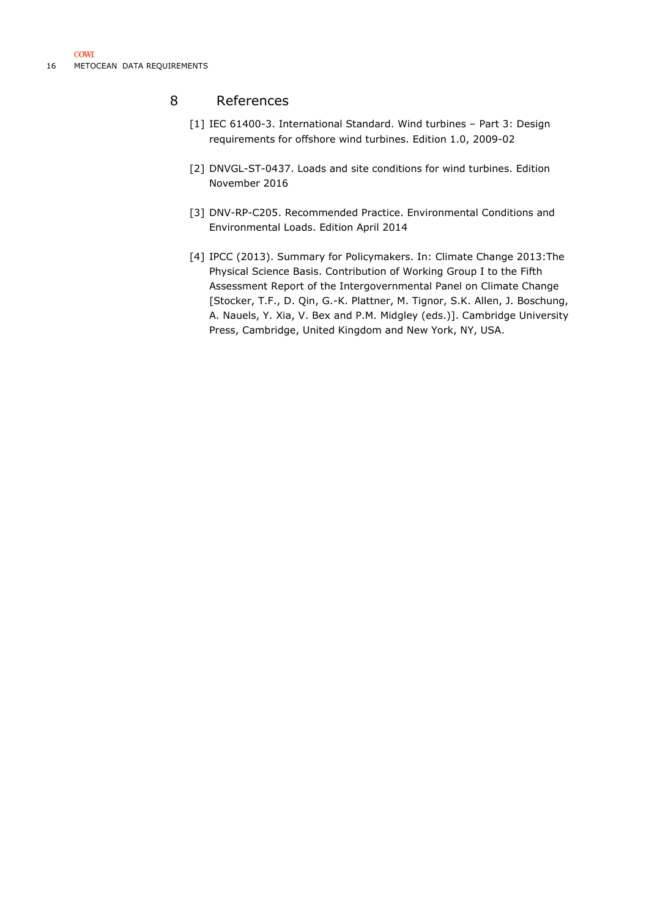# 8 References

[1] IEC 61400-3. International Standard. Wind turbines – Part 3: Design requirements for offshore wind turbines. Edition 1.0, 2009-02

[2] DNVGL-ST-0437. Loads and site conditions for wind turbines. Edition November 2016

[3] DNV-RP-C205. Recommended Practice. Environmental Conditions and Environmental Loads. Edition April 2014

[4] IPCC (2013). Summary for Policymakers. In: Climate Change 2013:The Physical Science Basis. Contribution of Working Group I to the Fifth Assessment Report of the Intergovernmental Panel on Climate Change [Stocker, T.F., D. Qin, G.-K. Plattner, M. Tignor, S.K. Allen, J. Boschung, A. Nauels, Y. Xia, V. Bex and P.M. Midgley (eds.)]. Cambridge University Press, Cambridge, United Kingdom and New York, NY, USA.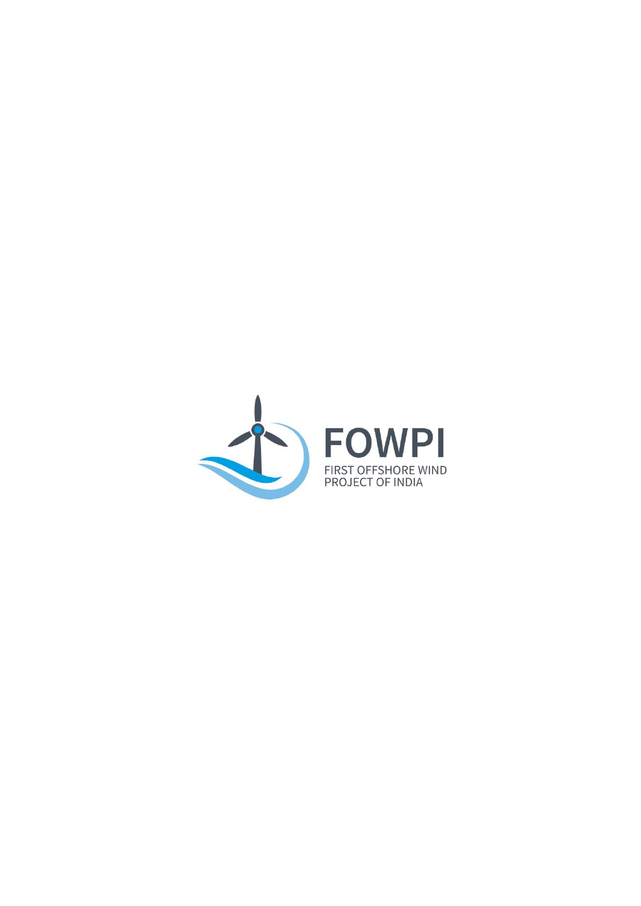FOWPI

FIRST OFFSHORE WIND PROJECT OF INDIA